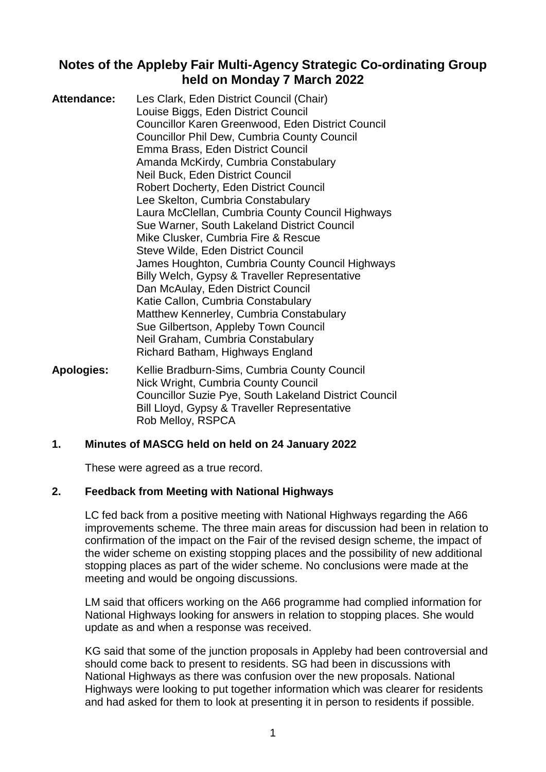# Notes of the Appleby Fair Multi-Agency Strategic Co-ordinating Group held on Monday 7 March 2022

**Attendance:**

Les Clark, Eden District Council (Chair)
Louise Biggs, Eden District Council
Councillor Karen Greenwood, Eden District Council
Councillor Phil Dew, Cumbria County Council
Emma Brass, Eden District Council
Amanda McKirdy, Cumbria Constabulary
Neil Buck, Eden District Council
Robert Docherty, Eden District Council
Lee Skelton, Cumbria Constabulary
Laura McClellan, Cumbria County Council Highways
Sue Warner, South Lakeland District Council
Mike Clusker, Cumbria Fire & Rescue
Steve Wilde, Eden District Council
James Houghton, Cumbria County Council Highways
Billy Welch, Gypsy & Traveller Representative
Dan McAulay, Eden District Council
Katie Callon, Cumbria Constabulary
Matthew Kennerley, Cumbria Constabulary
Sue Gilbertson, Appleby Town Council
Neil Graham, Cumbria Constabulary
Richard Batham, Highways England

**Apologies:**

Kellie Bradburn-Sims, Cumbria County Council
Nick Wright, Cumbria County Council
Councillor Suzie Pye, South Lakeland District Council
Bill Lloyd, Gypsy & Traveller Representative
Rob Melloy, RSPCA

## 1. Minutes of MASCG held on held on 24 January 2022

These were agreed as a true record.

## 2. Feedback from Meeting with National Highways

LC fed back from a positive meeting with National Highways regarding the A66 improvements scheme. The three main areas for discussion had been in relation to confirmation of the impact on the Fair of the revised design scheme, the impact of the wider scheme on existing stopping places and the possibility of new additional stopping places as part of the wider scheme. No conclusions were made at the meeting and would be ongoing discussions.

LM said that officers working on the A66 programme had complied information for National Highways looking for answers in relation to stopping places. She would update as and when a response was received.

KG said that some of the junction proposals in Appleby had been controversial and should come back to present to residents. SG had been in discussions with National Highways as there was confusion over the new proposals. National Highways were looking to put together information which was clearer for residents and had asked for them to look at presenting it in person to residents if possible.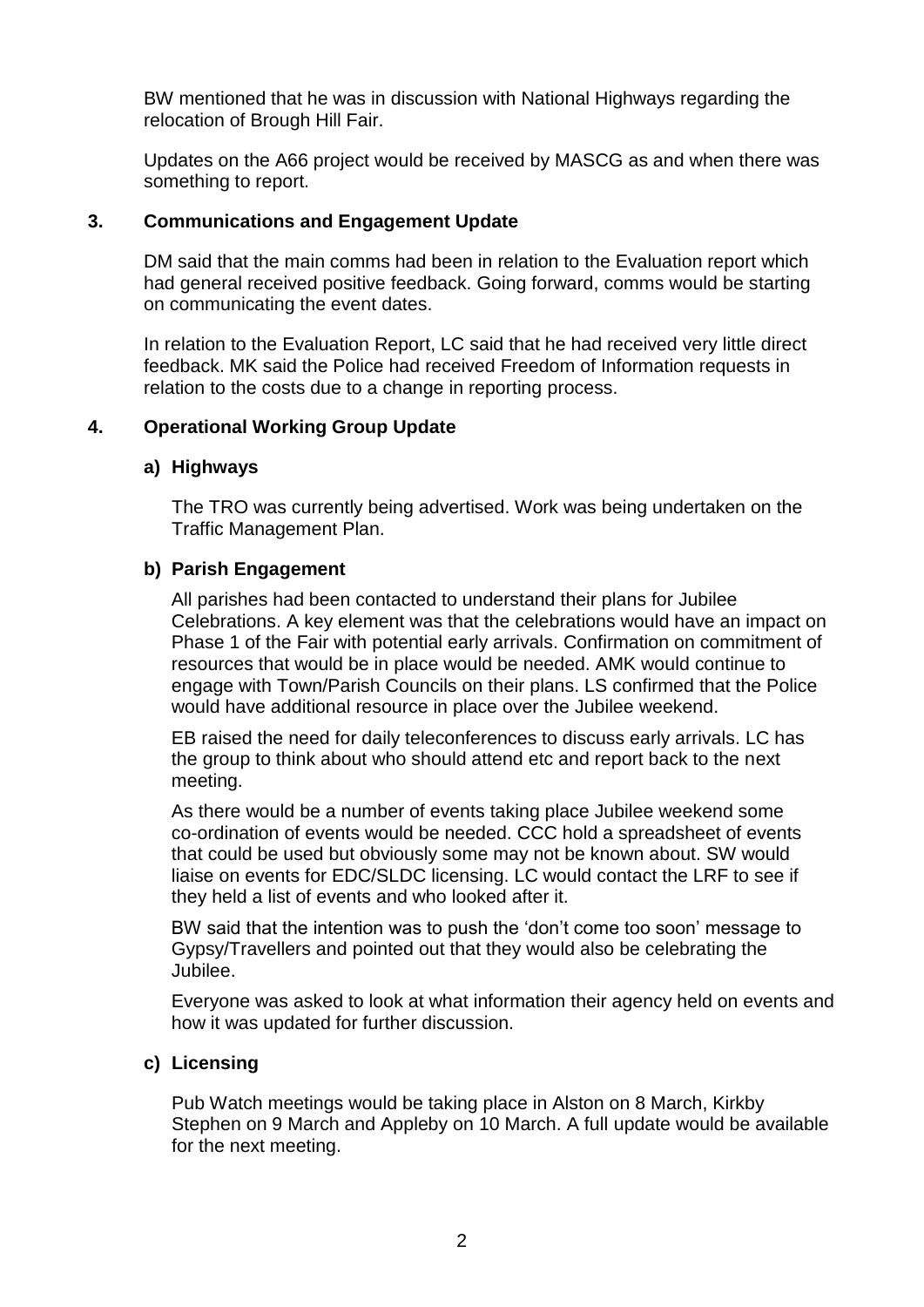BW mentioned that he was in discussion with National Highways regarding the relocation of Brough Hill Fair.

Updates on the A66 project would be received by MASCG as and when there was something to report.

## 3. Communications and Engagement Update

DM said that the main comms had been in relation to the Evaluation report which had general received positive feedback. Going forward, comms would be starting on communicating the event dates.

In relation to the Evaluation Report, LC said that he had received very little direct feedback. MK said the Police had received Freedom of Information requests in relation to the costs due to a change in reporting process.

## 4. Operational Working Group Update

### a) Highways

The TRO was currently being advertised. Work was being undertaken on the Traffic Management Plan.

### b) Parish Engagement

All parishes had been contacted to understand their plans for Jubilee Celebrations. A key element was that the celebrations would have an impact on Phase 1 of the Fair with potential early arrivals. Confirmation on commitment of resources that would be in place would be needed. AMK would continue to engage with Town/Parish Councils on their plans. LS confirmed that the Police would have additional resource in place over the Jubilee weekend.

EB raised the need for daily teleconferences to discuss early arrivals. LC has the group to think about who should attend etc and report back to the next meeting.

As there would be a number of events taking place Jubilee weekend some co-ordination of events would be needed. CCC hold a spreadsheet of events that could be used but obviously some may not be known about. SW would liaise on events for EDC/SLDC licensing. LC would contact the LRF to see if they held a list of events and who looked after it.

BW said that the intention was to push the 'don't come too soon' message to Gypsy/Travellers and pointed out that they would also be celebrating the Jubilee.

Everyone was asked to look at what information their agency held on events and how it was updated for further discussion.

### c) Licensing

Pub Watch meetings would be taking place in Alston on 8 March, Kirkby Stephen on 9 March and Appleby on 10 March. A full update would be available for the next meeting.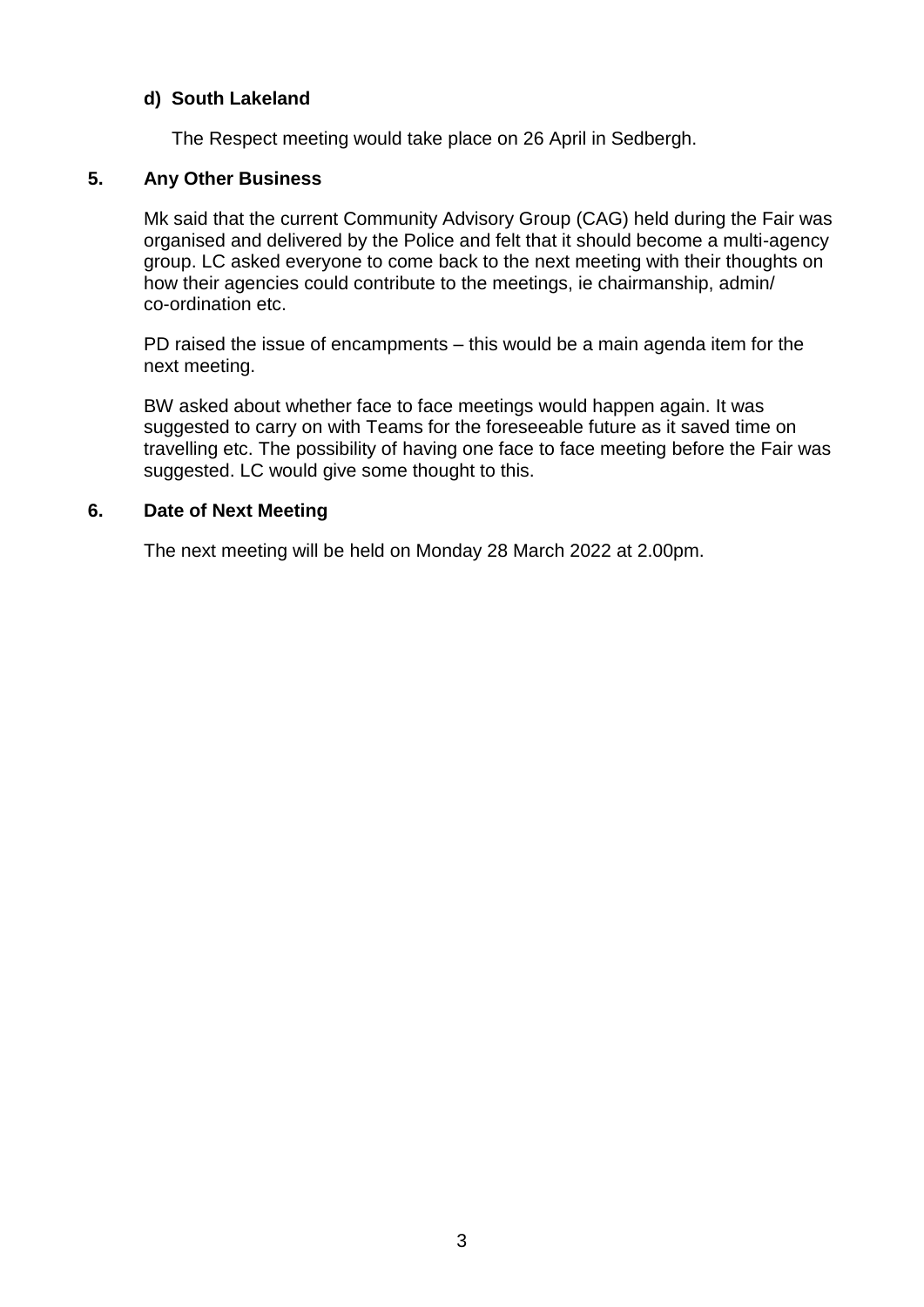### d) South Lakeland

The Respect meeting would take place on 26 April in Sedbergh.

## 5. Any Other Business

Mk said that the current Community Advisory Group (CAG) held during the Fair was organised and delivered by the Police and felt that it should become a multi-agency group. LC asked everyone to come back to the next meeting with their thoughts on how their agencies could contribute to the meetings, ie chairmanship, admin/ co-ordination etc.

PD raised the issue of encampments – this would be a main agenda item for the next meeting.

BW asked about whether face to face meetings would happen again. It was suggested to carry on with Teams for the foreseeable future as it saved time on travelling etc. The possibility of having one face to face meeting before the Fair was suggested. LC would give some thought to this.

## 6. Date of Next Meeting

The next meeting will be held on Monday 28 March 2022 at 2.00pm.